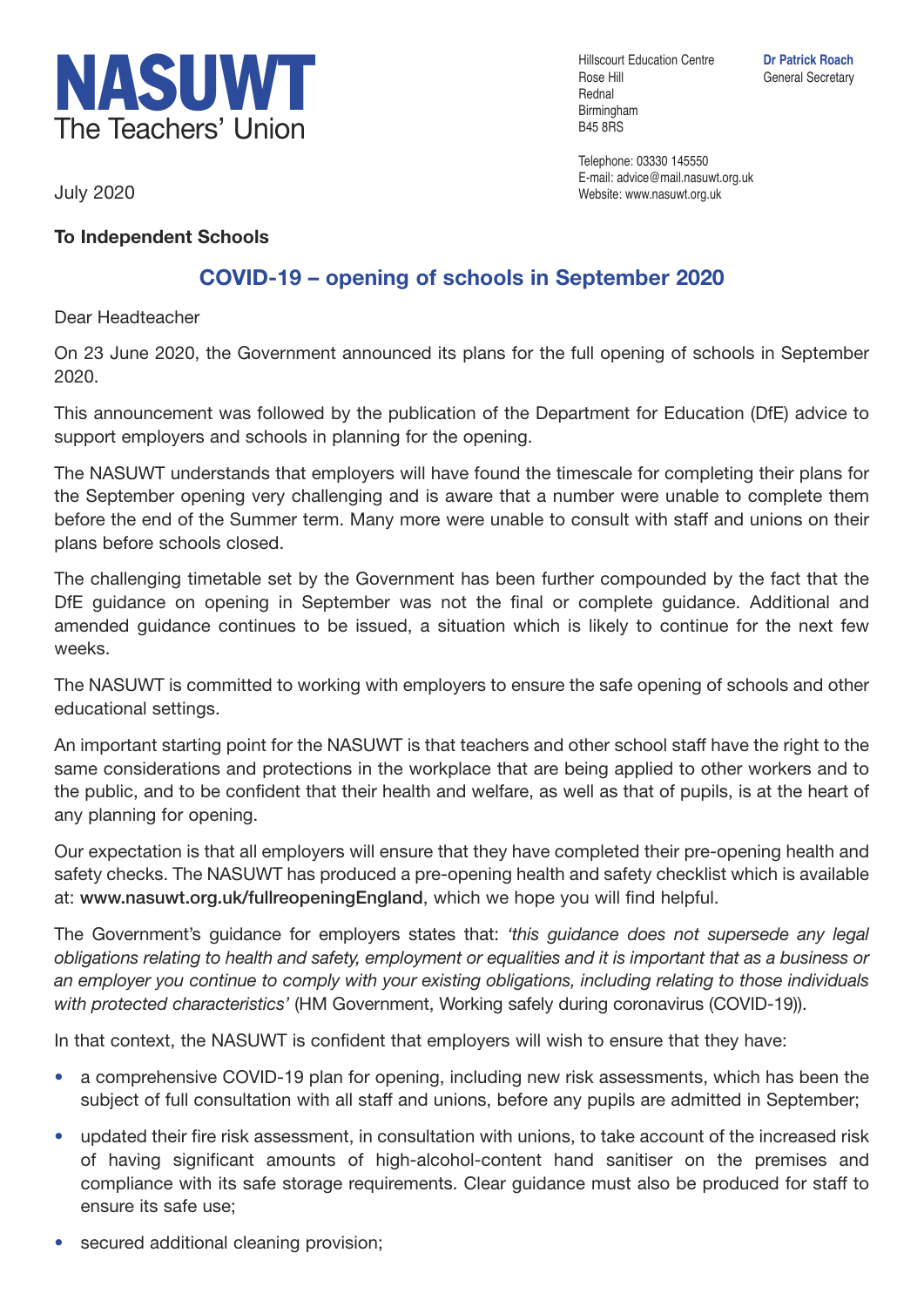# NASUWT
The Teachers' Union

Hillscourt Education Centre
Rose Hill
Rednal
Birmingham
B45 8RS

**Dr Patrick Roach**
General Secretary

Telephone: 03330 145550
E-mail: advice@mail.nasuwt.org.uk
Website: www.nasuwt.org.uk

July 2020

**To Independent Schools**

## COVID-19 – opening of schools in September 2020

Dear Headteacher

On 23 June 2020, the Government announced its plans for the full opening of schools in September 2020.

This announcement was followed by the publication of the Department for Education (DfE) advice to support employers and schools in planning for the opening.

The NASUWT understands that employers will have found the timescale for completing their plans for the September opening very challenging and is aware that a number were unable to complete them before the end of the Summer term. Many more were unable to consult with staff and unions on their plans before schools closed.

The challenging timetable set by the Government has been further compounded by the fact that the DfE guidance on opening in September was not the final or complete guidance. Additional and amended guidance continues to be issued, a situation which is likely to continue for the next few weeks.

The NASUWT is committed to working with employers to ensure the safe opening of schools and other educational settings.

An important starting point for the NASUWT is that teachers and other school staff have the right to the same considerations and protections in the workplace that are being applied to other workers and to the public, and to be confident that their health and welfare, as well as that of pupils, is at the heart of any planning for opening.

Our expectation is that all employers will ensure that they have completed their pre-opening health and safety checks. The NASUWT has produced a pre-opening health and safety checklist which is available at: **www.nasuwt.org.uk/fullreopeningEngland**, which we hope you will find helpful.

The Government's guidance for employers states that: *'this guidance does not supersede any legal obligations relating to health and safety, employment or equalities and it is important that as a business or an employer you continue to comply with your existing obligations, including relating to those individuals with protected characteristics'* (HM Government, Working safely during coronavirus (COVID-19)).

In that context, the NASUWT is confident that employers will wish to ensure that they have:

- a comprehensive COVID-19 plan for opening, including new risk assessments, which has been the subject of full consultation with all staff and unions, before any pupils are admitted in September;
- updated their fire risk assessment, in consultation with unions, to take account of the increased risk of having significant amounts of high-alcohol-content hand sanitiser on the premises and compliance with its safe storage requirements. Clear guidance must also be produced for staff to ensure its safe use;
- secured additional cleaning provision;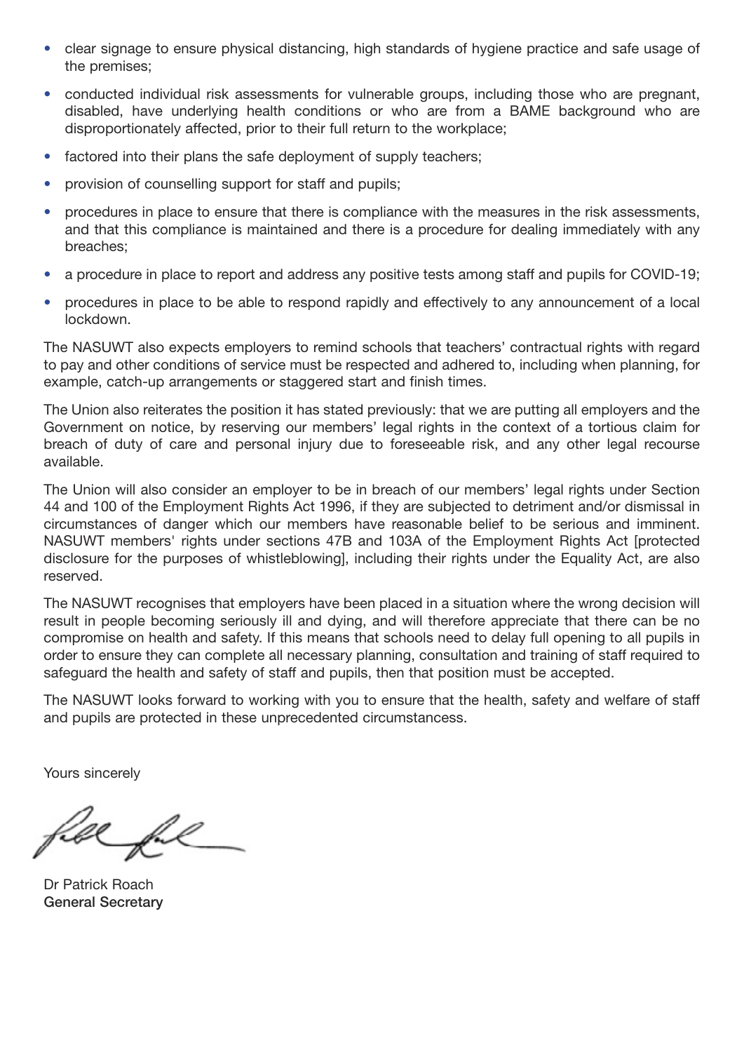- clear signage to ensure physical distancing, high standards of hygiene practice and safe usage of the premises;
- conducted individual risk assessments for vulnerable groups, including those who are pregnant, disabled, have underlying health conditions or who are from a BAME background who are disproportionately affected, prior to their full return to the workplace;
- factored into their plans the safe deployment of supply teachers;
- provision of counselling support for staff and pupils;
- procedures in place to ensure that there is compliance with the measures in the risk assessments, and that this compliance is maintained and there is a procedure for dealing immediately with any breaches;
- a procedure in place to report and address any positive tests among staff and pupils for COVID-19;
- procedures in place to be able to respond rapidly and effectively to any announcement of a local lockdown.

The NASUWT also expects employers to remind schools that teachers' contractual rights with regard to pay and other conditions of service must be respected and adhered to, including when planning, for example, catch-up arrangements or staggered start and finish times.

The Union also reiterates the position it has stated previously: that we are putting all employers and the Government on notice, by reserving our members' legal rights in the context of a tortious claim for breach of duty of care and personal injury due to foreseeable risk, and any other legal recourse available.

The Union will also consider an employer to be in breach of our members' legal rights under Section 44 and 100 of the Employment Rights Act 1996, if they are subjected to detriment and/or dismissal in circumstances of danger which our members have reasonable belief to be serious and imminent. NASUWT members' rights under sections 47B and 103A of the Employment Rights Act [protected disclosure for the purposes of whistleblowing], including their rights under the Equality Act, are also reserved.

The NASUWT recognises that employers have been placed in a situation where the wrong decision will result in people becoming seriously ill and dying, and will therefore appreciate that there can be no compromise on health and safety. If this means that schools need to delay full opening to all pupils in order to ensure they can complete all necessary planning, consultation and training of staff required to safeguard the health and safety of staff and pupils, then that position must be accepted.

The NASUWT looks forward to working with you to ensure that the health, safety and welfare of staff and pupils are protected in these unprecedented circumstancess.

Yours sincerely

Dr Patrick Roach
**General Secretary**